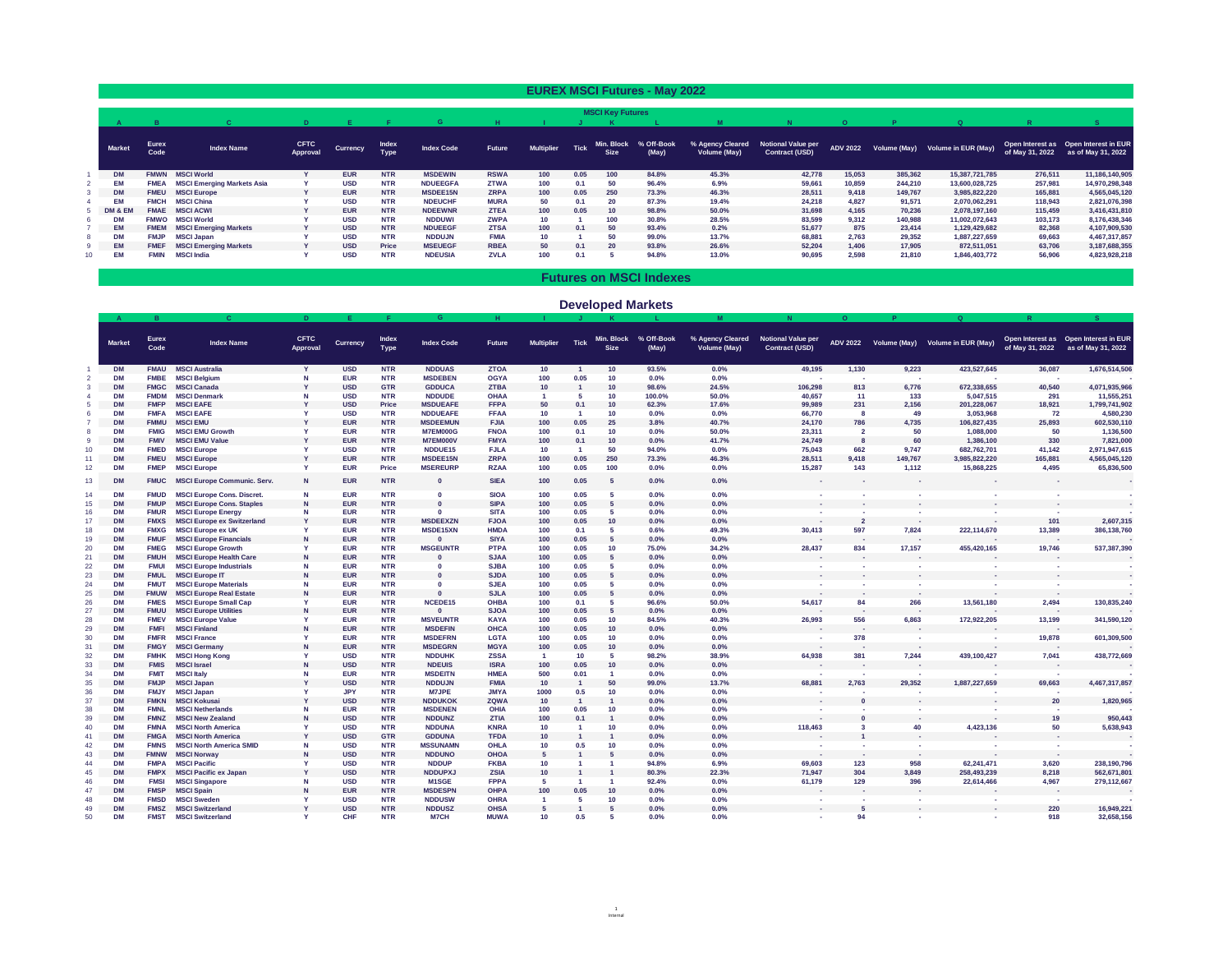# EUREX MSCI Futures - May 2022

## MSCI Key Futures

| | A | B | C | D | E | F | G | H | I | J | K | L | M | N | O | P | Q | R | S |
|---|---|---|---|---|---|---|---|---|---|---|---|---|---|---|---|---|---|---|---|
| | Market | Eurex Code | Index Name | CFTC Approval | Currency | Index Type | Index Code | Future | Multiplier | Tick | Min. Block Size | % Off-Book (May) | % Agency Cleared Volume (May) | Notional Value per Contract (USD) | ADV 2022 | Volume (May) | Volume in EUR (May) | Open Interest as of May 31, 2022 | Open Interest in EUR as of May 31, 2022 |
| 1 | DM | FMWN | MSCI World | Y | EUR | NTR | MSDEWIN | RSWA | 100 | 0.05 | 100 | 84.8% | 45.3% | 42,778 | 15,053 | 385,362 | 15,387,721,785 | 276,511 | 11,186,140,905 |
| 2 | EM | FMEA | MSCI Emerging Markets Asia | Y | USD | NTR | NDUEEGFA | ZTWA | 100 | 0.1 | 50 | 96.4% | 6.9% | 59,661 | 10,859 | 244,210 | 13,600,028,725 | 257,981 | 14,970,298,348 |
| 3 | DM | FMEU | MSCI Europe | Y | EUR | NTR | MSDEE15N | ZRPA | 100 | 0.05 | 250 | 73.3% | 46.3% | 28,511 | 9,418 | 149,767 | 3,985,822,220 | 165,881 | 4,565,045,120 |
| 4 | EM | FMCH | MSCI China | Y | USD | NTR | NDEUCHF | MURA | 50 | 0.1 | 20 | 87.3% | 19.4% | 24,218 | 4,827 | 91,571 | 2,070,062,291 | 118,943 | 2,821,076,398 |
| 5 | DM & EM | FMAE | MSCI ACWI | Y | EUR | NTR | NDEEWNR | ZTEA | 100 | 0.05 | 10 | 98.8% | 50.0% | 31,698 | 4,165 | 70,236 | 2,078,197,160 | 115,459 | 3,416,431,810 |
| 6 | DM | FMWO | MSCI World | Y | USD | NTR | NDDUWI | ZWPA | 10 | 1 | 100 | 30.8% | 28.5% | 83,599 | 9,312 | 140,988 | 11,002,072,643 | 103,173 | 8,176,438,346 |
| 7 | EM | FMEM | MSCI Emerging Markets | Y | USD | NTR | NDUEEGF | ZTSA | 100 | 0.1 | 50 | 93.4% | 0.2% | 51,677 | 875 | 23,414 | 1,129,429,682 | 82,368 | 4,107,909,530 |
| 8 | DM | FMJP | MSCI Japan | Y | USD | NTR | NDDUJN | FMIA | 10 | 1 | 50 | 99.0% | 13.7% | 68,881 | 2,763 | 29,352 | 1,887,227,659 | 69,663 | 4,467,317,857 |
| 9 | EM | FMEF | MSCI Emerging Markets | Y | USD | Price | MSEUEGF | RBEA | 50 | 0.1 | 20 | 93.8% | 26.6% | 52,204 | 1,406 | 17,905 | 872,511,051 | 63,706 | 3,187,688,355 |
| 10 | EM | FMIN | MSCI India | Y | USD | NTR | NDEUSIA | ZVLA | 100 | 0.1 | 5 | 94.8% | 13.0% | 90,695 | 2,598 | 21,810 | 1,846,403,772 | 56,906 | 4,823,928,218 |

# Futures on MSCI Indexes

## Developed Markets

| | A | B | C | D | E | F | G | H | I | J | K | L | M | N | O | P | Q | R | S |
|---|---|---|---|---|---|---|---|---|---|---|---|---|---|---|---|---|---|---|---|
| | Market | Eurex Code | Index Name | CFTC Approval | Currency | Index Type | Index Code | Future | Multiplier | Tick | Min. Block Size | % Off-Book (May) | % Agency Cleared Volume (May) | Notional Value per Contract (USD) | ADV 2022 | Volume (May) | Volume in EUR (May) | Open Interest as of May 31, 2022 | Open Interest in EUR as of May 31, 2022 |
| 1 | DM | FMAU | MSCI Australia | Y | USD | NTR | NDDUAS | ZTOA | 10 | 1 | 10 | 93.5% | 0.0% | 49,195 | 1,130 | 9,223 | 423,527,645 | 36,087 | 1,676,514,506 |
| 2 | DM | FMBE | MSCI Belgium | N | EUR | NTR | MSDEBEN | OGYA | 100 | 0.05 | 10 | 0.0% | 0.0% | - | - | - | - | - | - |
| 3 | DM | FMGC | MSCI Canada | Y | USD | GTR | GDDUCA | ZTBA | 10 | 1 | 10 | 98.6% | 24.5% | 106,298 | 813 | 6,776 | 672,338,655 | 40,540 | 4,071,935,966 |
| 4 | DM | FMDM | MSCI Denmark | N | USD | NTR | NDDUDE | OHAA | 1 | 5 | 10 | 100.0% | 50.0% | 40,657 | 11 | 133 | 5,047,515 | 291 | 11,555,251 |
| 5 | DM | FMFP | MSCI EAFE | Y | USD | Price | MSDUEAFE | FFPA | 50 | 0.1 | 10 | 62.3% | 17.6% | 99,989 | 231 | 2,156 | 201,228,067 | 18,921 | 1,799,741,902 |
| 6 | DM | FMFA | MSCI EAFE | Y | USD | NTR | NDDUEAFE | FFAA | 10 | 1 | 10 | 0.0% | 0.0% | 66,770 | 8 | 49 | 3,053,968 | 72 | 4,580,230 |
| 7 | DM | FMMU | MSCI EMU | Y | EUR | NTR | MSDEEMUN | FJIA | 100 | 0.05 | 25 | 3.8% | 40.7% | 24,170 | 786 | 4,735 | 106,827,435 | 25,893 | 602,530,110 |
| 8 | DM | FMIG | MSCI EMU Growth | Y | EUR | NTR | M7EM000G | FNOA | 100 | 0.1 | 10 | 0.0% | 50.0% | 23,311 | 2 | 50 | 1,088,000 | 50 | 1,136,500 |
| 9 | DM | FMIV | MSCI EMU Value | Y | EUR | NTR | M7EM000V | FMYA | 100 | 0.1 | 10 | 0.0% | 41.7% | 24,749 | 8 | 60 | 1,386,100 | 330 | 7,821,000 |
| 10 | DM | FMED | MSCI Europe | Y | USD | NTR | NDDUE15 | FJLA | 10 | 1 | 50 | 94.0% | 0.0% | 75,043 | 662 | 9,747 | 682,762,701 | 41,142 | 2,971,947,615 |
| 11 | DM | FMEU | MSCI Europe | Y | EUR | NTR | MSDEE15N | ZRPA | 100 | 0.05 | 250 | 73.3% | 46.3% | 28,511 | 9,418 | 149,767 | 3,985,822,220 | 165,881 | 4,565,045,120 |
| 12 | DM | FMEP | MSCI Europe | Y | EUR | Price | MSEREURP | RZAA | 100 | 0.05 | 100 | 0.0% | 0.0% | 15,287 | 143 | 1,112 | 15,868,225 | 4,495 | 65,836,500 |
| 13 | DM | FMUC | MSCI Europe Communic. Serv. | N | EUR | NTR | 0 | SIEA | 100 | 0.05 | 5 | 0.0% | 0.0% | - | - | - | - | - | - |
| 14 | DM | FMUD | MSCI Europe Cons. Discret. | N | EUR | NTR | 0 | SIOA | 100 | 0.05 | 5 | 0.0% | 0.0% | - | - | - | - | - | - |
| 15 | DM | FMUP | MSCI Europe Cons. Staples | N | EUR | NTR | 0 | SIPA | 100 | 0.05 | 5 | 0.0% | 0.0% | - | - | - | - | - | - |
| 16 | DM | FMUR | MSCI Europe Energy | N | EUR | NTR | 0 | SITA | 100 | 0.05 | 5 | 0.0% | 0.0% | - | - | - | - | - | - |
| 17 | DM | FMXS | MSCI Europe ex Switzerland | Y | EUR | NTR | MSDEEXZN | FJOA | 100 | 0.05 | 10 | 0.0% | 0.0% | - | 2 | - | - | 101 | 2,607,315 |
| 18 | DM | FMXG | MSCI Europe ex UK | Y | EUR | NTR | MSDE15XN | HMDA | 100 | 0.1 | 5 | 0.6% | 49.3% | 30,413 | 597 | 7,824 | 222,114,670 | 13,389 | 386,138,760 |
| 19 | DM | FMUF | MSCI Europe Financials | N | EUR | NTR | 0 | SIYA | 100 | 0.05 | 5 | 0.0% | 0.0% | - | - | - | - | - | - |
| 20 | DM | FMEG | MSCI Europe Growth | Y | EUR | NTR | MSGEUNTR | PTPA | 100 | 0.05 | 10 | 75.0% | 34.2% | 28,437 | 834 | 17,157 | 455,420,165 | 19,746 | 537,387,390 |
| 21 | DM | FMUH | MSCI Europe Health Care | N | EUR | NTR | 0 | SJAA | 100 | 0.05 | 5 | 0.0% | 0.0% | - | - | - | - | - | - |
| 22 | DM | FMUI | MSCI Europe Industrials | N | EUR | NTR | 0 | SJBA | 100 | 0.05 | 5 | 0.0% | 0.0% | - | - | - | - | - | - |
| 23 | DM | FMUL | MSCI Europe IT | N | EUR | NTR | 0 | SJDA | 100 | 0.05 | 5 | 0.0% | 0.0% | - | - | - | - | - | - |
| 24 | DM | FMUT | MSCI Europe Materials | N | EUR | NTR | 0 | SJEA | 100 | 0.05 | 5 | 0.0% | 0.0% | - | - | - | - | - | - |
| 25 | DM | FMUW | MSCI Europe Real Estate | N | EUR | NTR | 0 | SJLA | 100 | 0.05 | 5 | 0.0% | 0.0% | - | - | - | - | - | - |
| 26 | DM | FMES | MSCI Europe Small Cap | Y | EUR | NTR | NCEDE15 | OHBA | 100 | 0.1 | 5 | 96.6% | 50.0% | 54,617 | 84 | 266 | 13,561,180 | 2,494 | 130,835,240 |
| 27 | DM | FMUU | MSCI Europe Utilities | N | EUR | NTR | 0 | SJOA | 100 | 0.05 | 5 | 0.0% | 0.0% | - | - | - | - | - | - |
| 28 | DM | FMEV | MSCI Europe Value | Y | EUR | NTR | MSVEUNTR | KAYA | 100 | 0.05 | 10 | 84.5% | 40.3% | 26,993 | 556 | 6,863 | 172,922,205 | 13,199 | 341,590,120 |
| 29 | DM | FMFI | MSCI Finland | N | EUR | NTR | MSDEFIN | OHCA | 100 | 0.05 | 10 | 0.0% | 0.0% | - | - | - | - | - | - |
| 30 | DM | FMFR | MSCI France | Y | EUR | NTR | MSDEFRN | LGTA | 100 | 0.05 | 10 | 0.0% | 0.0% | - | 378 | - | - | 19,878 | 601,309,500 |
| 31 | DM | FMGY | MSCI Germany | N | EUR | NTR | MSDEGRN | MGYA | 100 | 0.05 | 10 | 0.0% | 0.0% | - | - | - | - | - | - |
| 32 | DM | FMHK | MSCI Hong Kong | Y | USD | NTR | NDDUHK | ZSSA | 1 | 10 | 5 | 98.2% | 38.9% | 64,938 | 381 | 7,244 | 439,100,427 | 7,041 | 438,772,669 |
| 33 | DM | FMIS | MSCI Israel | N | USD | NTR | NDEUIS | ISRA | 100 | 0.05 | 10 | 0.0% | 0.0% | - | - | - | - | - | - |
| 34 | DM | FMIT | MSCI Italy | N | EUR | NTR | MSDEITN | HMEA | 500 | 0.01 | 1 | 0.0% | 0.0% | - | - | - | - | - | - |
| 35 | DM | FMJP | MSCI Japan | Y | USD | NTR | NDDUJN | FMIA | 10 | 1 | 50 | 99.0% | 13.7% | 68,881 | 2,763 | 29,352 | 1,887,227,659 | 69,663 | 4,467,317,857 |
| 36 | DM | FMJY | MSCI Japan | Y | JPY | NTR | M7JPE | JMYA | 1000 | 0.5 | 10 | 0.0% | 0.0% | - | - | - | - | - | - |
| 37 | DM | FMKN | MSCI Kokusai | Y | USD | NTR | NDDUKOK | ZQWA | 10 | 1 | 1 | 0.0% | 0.0% | - | 0 | - | - | 20 | 1,820,965 |
| 38 | DM | FMNL | MSCI Netherlands | N | EUR | NTR | MSDENEN | OHIA | 100 | 0.05 | 10 | 0.0% | 0.0% | - | - | - | - | - | - |
| 39 | DM | FMNZ | MSCI New Zealand | N | USD | NTR | NDDUNZ | ZTIA | 100 | 0.1 | 1 | 0.0% | 0.0% | - | 0 | - | - | 19 | 950,443 |
| 40 | DM | FMNA | MSCI North America | Y | USD | NTR | NDDUNA | KNRA | 10 | 1 | 10 | 0.0% | 0.0% | 118,463 | 3 | 40 | 4,423,136 | 50 | 5,638,943 |
| 41 | DM | FMGA | MSCI North America | Y | USD | GTR | GDDUNA | TFDA | 10 | 1 | 1 | 0.0% | 0.0% | - | 1 | - | - | - | - |
| 42 | DM | FMNS | MSCI North America SMID | N | USD | NTR | MSSUNAMN | OHLA | 10 | 0.5 | 10 | 0.0% | 0.0% | - | - | - | - | - | - |
| 43 | DM | FMNW | MSCI Norway | N | USD | NTR | NDDUNO | OHOA | 5 | 1 | 5 | 0.0% | 0.0% | - | - | - | - | - | - |
| 44 | DM | FMPA | MSCI Pacific | Y | USD | NTR | NDDUP | FKBA | 10 | 1 | 1 | 94.8% | 6.9% | 69,603 | 123 | 958 | 62,241,471 | 3,620 | 238,190,796 |
| 45 | DM | FMPX | MSCI Pacific ex Japan | Y | USD | NTR | NDDUPXJ | ZSIA | 10 | 1 | 1 | 80.3% | 22.3% | 71,947 | 304 | 3,849 | 258,493,239 | 8,218 | 562,671,801 |
| 46 | DM | FMSI | MSCI Singapore | N | USD | NTR | M1SGE | FPPA | 5 | 1 | 1 | 92.4% | 0.0% | 61,179 | 129 | 396 | 22,614,466 | 4,967 | 279,112,667 |
| 47 | DM | FMSP | MSCI Spain | N | EUR | NTR | MSDESPN | OHPA | 100 | 0.05 | 10 | 0.0% | 0.0% | - | - | - | - | - | - |
| 48 | DM | FMSD | MSCI Sweden | Y | USD | NTR | NDDUSW | OHRA | 1 | 5 | 10 | 0.0% | 0.0% | - | - | - | - | - | - |
| 49 | DM | FMSZ | MSCI Switzerland | Y | USD | NTR | NDDUSZ | OHSA | 5 | 1 | 5 | 0.0% | 0.0% | - | 5 | - | - | 220 | 16,949,221 |
| 50 | DM | FMST | MSCI Switzerland | Y | CHF | NTR | M7CH | MUWA | 10 | 0.5 | 5 | 0.0% | 0.0% | - | 94 | - | - | 918 | 32,658,156 |

Internal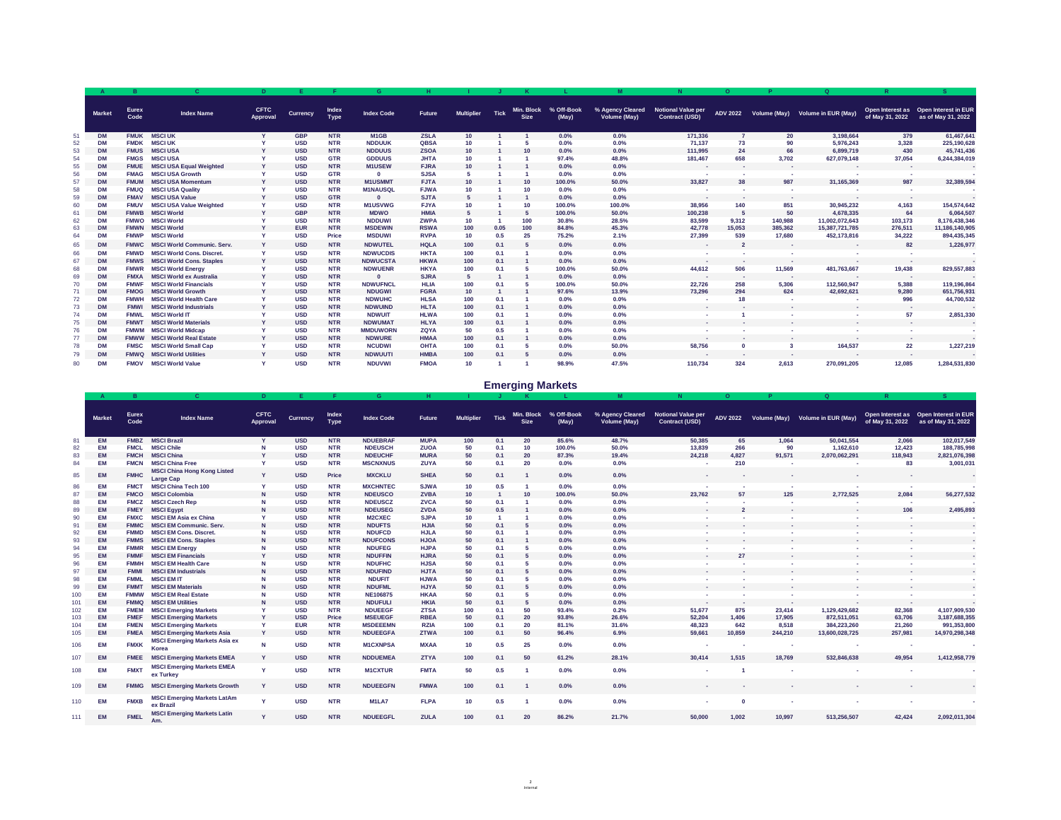| | Market | Eurex Code | Index Name | CFTC Approval | Currency | Index Type | Index Code | Future | Multiplier | Tick | Min. Block Size | % Off-Book (May) | % Agency Cleared Volume (May) | Notional Value per Contract (USD) | ADV 2022 | Volume (May) | Volume in EUR (May) | Open Interest as of May 31, 2022 | Open Interest in EUR as of May 31, 2022 |
|---|---|---|---|---|---|---|---|---|---|---|---|---|---|---|---|---|---|---|---|
| 51 | DM | FMUK | MSCI UK | Y | GBP | NTR | M1GB | ZSLA | 10 | 1 | 1 | 0.0% | 0.0% | 171,336 | 7 | 20 | 3,198,664 | 379 | 61,467,641 |
| 52 | DM | FMDK | MSCI UK | Y | USD | NTR | NDDUUK | QBSA | 10 | 1 | 5 | 0.0% | 0.0% | 71,137 | 73 | 90 | 5,976,243 | 3,328 | 225,190,628 |
| 53 | DM | FMUS | MSCI USA | Y | USD | NTR | NDDUUS | ZSOA | 10 | 1 | 10 | 0.0% | 0.0% | 111,995 | 24 | 66 | 6,899,719 | 430 | 45,741,436 |
| 54 | DM | FMGS | MSCI USA | Y | USD | GTR | GDDUUS | JHTA | 10 | 1 | 1 | 97.4% | 48.8% | 181,467 | 658 | 3,702 | 627,079,148 | 37,054 | 6,244,384,019 |
| 55 | DM | FMUE | MSCI USA Equal Weighted | Y | USD | NTR | M1USEW | FJRA | 10 | 1 | 1 | 0.0% | 0.0% | - | - | - | - | - | - |
| 56 | DM | FMAG | MSCI USA Growth | Y | USD | GTR | 0 | SJSA | 5 | 1 | 1 | 0.0% | 0.0% | - | - | - | - | - | - |
| 57 | DM | FMUM | MSCI USA Momentum | Y | USD | NTR | M1USMMT | FJTA | 10 | 1 | 10 | 100.0% | 50.0% | 33,827 | 38 | 987 | 31,165,369 | 987 | 32,389,594 |
| 58 | DM | FMUQ | MSCI USA Quality | Y | USD | NTR | M1NAUSQL | FJWA | 10 | 1 | 10 | 0.0% | 0.0% | - | - | - | - | - | - |
| 59 | DM | FMAV | MSCI USA Value | Y | USD | GTR | 0 | SJTA | 5 | 1 | 1 | 0.0% | 0.0% | - | - | - | - | - | - |
| 60 | DM | FMUV | MSCI USA Value Weighted | Y | USD | NTR | M1USVWG | FJYA | 10 | 1 | 10 | 100.0% | 100.0% | 38,956 | 140 | 851 | 30,945,232 | 4,163 | 154,574,642 |
| 61 | DM | FMWB | MSCI World | Y | GBP | NTR | MDWO | HMIA | 5 | 1 | 5 | 100.0% | 50.0% | 100,238 | 5 | 50 | 4,678,335 | 64 | 6,064,507 |
| 62 | DM | FMWO | MSCI World | Y | USD | NTR | NDDUWI | ZWPA | 10 | 1 | 100 | 30.8% | 28.5% | 83,599 | 9,312 | 140,988 | 11,002,072,643 | 103,173 | 8,176,438,346 |
| 63 | DM | FMWN | MSCI World | Y | EUR | NTR | MSDEWIN | RSWA | 100 | 0.05 | 100 | 84.8% | 45.3% | 42,778 | 15,053 | 385,362 | 15,387,721,785 | 276,511 | 11,186,140,905 |
| 64 | DM | FMWP | MSCI World | Y | USD | Price | MSDUWI | RVPA | 10 | 0.5 | 25 | 75.2% | 2.1% | 27,399 | 539 | 17,680 | 452,173,816 | 34,222 | 894,435,345 |
| 65 | DM | FMWC | MSCI World Communic. Serv. | Y | USD | NTR | NDWUTEL | HQLA | 100 | 0.1 | 5 | 0.0% | 0.0% | - | 2 | - | - | 82 | 1,226,977 |
| 66 | DM | FMWD | MSCI World Cons. Discret. | Y | USD | NTR | NDWUCDIS | HKTA | 100 | 0.1 | 1 | 0.0% | 0.0% | - | - | - | - | - | - |
| 67 | DM | FMWS | MSCI World Cons. Staples | Y | USD | NTR | NDWUCSTA | HKWA | 100 | 0.1 | 1 | 0.0% | 0.0% | - | - | - | - | - | - |
| 68 | DM | FMWR | MSCI World Energy | Y | USD | NTR | NDWUENR | HKYA | 100 | 0.1 | 5 | 100.0% | 50.0% | 44,612 | 506 | 11,569 | 481,763,667 | 19,438 | 829,557,883 |
| 69 | DM | FMXA | MSCI World ex Australia | Y | USD | NTR | 0 | SJRA | 5 | 1 | 1 | 0.0% | 0.0% | - | - | - | - | - | - |
| 70 | DM | FMWF | MSCI World Financials | Y | USD | NTR | NDWUFNCL | HLIA | 100 | 0.1 | 5 | 100.0% | 50.0% | 22,726 | 258 | 5,306 | 112,560,947 | 5,388 | 119,196,864 |
| 71 | DM | FMOG | MSCI World Growth | Y | USD | NTR | NDUGWI | FGRA | 10 | 1 | 1 | 97.6% | 13.9% | 73,296 | 294 | 624 | 42,692,621 | 9,280 | 651,756,931 |
| 72 | DM | FMWH | MSCI World Health Care | Y | USD | NTR | NDWUHC | HLSA | 100 | 0.1 | 1 | 0.0% | 0.0% | - | 18 | - | - | 996 | 44,700,532 |
| 73 | DM | FMWI | MSCI World Industrials | Y | USD | NTR | NDWUIND | HLTA | 100 | 0.1 | 1 | 0.0% | 0.0% | - | - | - | - | - | - |
| 74 | DM | FMWL | MSCI World IT | Y | USD | NTR | NDWUIT | HLWA | 100 | 0.1 | 1 | 0.0% | 0.0% | - | 1 | - | - | 57 | 2,851,330 |
| 75 | DM | FMWT | MSCI World Materials | Y | USD | NTR | NDWUMAT | HLYA | 100 | 0.1 | 1 | 0.0% | 0.0% | - | - | - | - | - | - |
| 76 | DM | FMWM | MSCI World Midcap | Y | USD | NTR | MMDUWORN | ZQYA | 50 | 0.5 | 1 | 0.0% | 0.0% | - | - | - | - | - | - |
| 77 | DM | FMWW | MSCI World Real Estate | Y | USD | NTR | NDWURE | HMAA | 100 | 0.1 | 1 | 0.0% | 0.0% | - | - | - | - | - | - |
| 78 | DM | FMSC | MSCI World Small Cap | Y | USD | NTR | NCUDWI | OHTA | 100 | 0.1 | 5 | 0.0% | 50.0% | 58,756 | 0 | 3 | 164,537 | 22 | 1,227,219 |
| 79 | DM | FMWQ | MSCI World Utilities | Y | USD | NTR | NDWUUTI | HMBA | 100 | 0.1 | 5 | 0.0% | 0.0% | - | - | - | - | - | - |
| 80 | DM | FMOV | MSCI World Value | Y | USD | NTR | NDUVWI | FMOA | 10 | 1 | 1 | 98.9% | 47.5% | 110,734 | 324 | 2,613 | 270,091,205 | 12,085 | 1,284,531,830 |

## Emerging Markets

| | Market | Eurex Code | Index Name | CFTC Approval | Currency | Index Type | Index Code | Future | Multiplier | Tick | Min. Block Size | % Off-Book (May) | % Agency Cleared Volume (May) | Notional Value per Contract (USD) | ADV 2022 | Volume (May) | Volume in EUR (May) | Open Interest as of May 31, 2022 | Open Interest in EUR as of May 31, 2022 |
|---|---|---|---|---|---|---|---|---|---|---|---|---|---|---|---|---|---|---|---|
| 81 | EM | FMBZ | MSCI Brazil | Y | USD | NTR | NDUEBRAF | MUPA | 100 | 0.1 | 20 | 85.6% | 48.7% | 50,385 | 65 | 1,064 | 50,041,554 | 2,066 | 102,017,549 |
| 82 | EM | FMCL | MSCI Chile | N | USD | NTR | NDEUSCH | ZUOA | 50 | 0.1 | 10 | 100.0% | 50.0% | 13,839 | 266 | 90 | 1,162,610 | 12,423 | 188,785,998 |
| 83 | EM | FMCH | MSCI China | Y | USD | NTR | NDEUCHF | MURA | 50 | 0.1 | 20 | 87.3% | 19.4% | 24,218 | 4,827 | 91,571 | 2,070,062,291 | 118,943 | 2,821,076,398 |
| 84 | EM | FMCN | MSCI China Free | Y | USD | NTR | MSCNXNUS | ZUYA | 50 | 0.1 | 20 | 0.0% | 0.0% | - | 210 | - | - | 83 | 3,001,031 |
| 85 | EM | FMHC | MSCI China Hong Kong Listed Large Cap | Y | USD | Price | MXCKLU | SHEA | 50 | 0.1 | 1 | 0.0% | 0.0% | - | - | - | - | - | - |
| 86 | EM | FMCT | MSCI China Tech 100 | Y | USD | NTR | MXCHNTEC | SJWA | 10 | 0.5 | 1 | 0.0% | 0.0% | - | - | - | - | - | - |
| 87 | EM | FMCO | MSCI Colombia | N | USD | NTR | NDEUSCO | ZVBA | 10 | 1 | 10 | 100.0% | 50.0% | 23,762 | 57 | 125 | 2,772,525 | 2,084 | 56,277,532 |
| 88 | EM | FMCZ | MSCI Czech Rep | N | USD | NTR | NDEUSCZ | ZVCA | 50 | 0.1 | 1 | 0.0% | 0.0% | - | - | - | - | - | - |
| 89 | EM | FMEY | MSCI Egypt | N | USD | NTR | NDEUSEG | ZVDA | 50 | 0.5 | 1 | 0.0% | 0.0% | - | 2 | - | - | 106 | 2,495,893 |
| 90 | EM | FMXC | MSCI EM Asia ex China | Y | USD | NTR | M2CXEC | SJPA | 10 | 1 | 1 | 0.0% | 0.0% | - | - | - | - | - | - |
| 91 | EM | FMMC | MSCI EM Communic. Serv. | N | USD | NTR | NDUFTS | HJIA | 50 | 0.1 | 5 | 0.0% | 0.0% | - | - | - | - | - | - |
| 92 | EM | FMMD | MSCI EM Cons. Discret. | N | USD | NTR | NDUFCD | HJLA | 50 | 0.1 | 1 | 0.0% | 0.0% | - | - | - | - | - | - |
| 93 | EM | FMMS | MSCI EM Cons. Staples | N | USD | NTR | NDUFCONS | HJOA | 50 | 0.1 | 1 | 0.0% | 0.0% | - | - | - | - | - | - |
| 94 | EM | FMMR | MSCI EM Energy | N | USD | NTR | NDUFEG | HJPA | 50 | 0.1 | 5 | 0.0% | 0.0% | - | - | - | - | - | - |
| 95 | EM | FMMF | MSCI EM Financials | Y | USD | NTR | NDUFFIN | HJRA | 50 | 0.1 | 5 | 0.0% | 0.0% | - | 27 | - | - | - | - |
| 96 | EM | FMMH | MSCI EM Health Care | N | USD | NTR | NDUFHC | HJSA | 50 | 0.1 | 5 | 0.0% | 0.0% | - | - | - | - | - | - |
| 97 | EM | FMMI | MSCI EM Industrials | N | USD | NTR | NDUFIND | HJTA | 50 | 0.1 | 5 | 0.0% | 0.0% | - | - | - | - | - | - |
| 98 | EM | FMML | MSCI EM IT | N | USD | NTR | NDUFIT | HJWA | 50 | 0.1 | 5 | 0.0% | 0.0% | - | - | - | - | - | - |
| 99 | EM | FMMT | MSCI EM Materials | N | USD | NTR | NDUFML | HJYA | 50 | 0.1 | 5 | 0.0% | 0.0% | - | - | - | - | - | - |
| 100 | EM | FMMW | MSCI EM Real Estate | N | USD | NTR | NE106875 | HKAA | 50 | 0.1 | 5 | 0.0% | 0.0% | - | - | - | - | - | - |
| 101 | EM | FMMQ | MSCI EM Utilities | N | USD | NTR | NDUFULI | HKIA | 50 | 0.1 | 5 | 0.0% | 0.0% | - | - | - | - | - | - |
| 102 | EM | FMEM | MSCI Emerging Markets | Y | USD | NTR | NDUEEGF | ZTSA | 100 | 0.1 | 50 | 93.4% | 0.2% | 51,677 | 875 | 23,414 | 1,129,429,682 | 82,368 | 4,107,909,530 |
| 103 | EM | FMEF | MSCI Emerging Markets | Y | USD | Price | MSEUEGF | RBEA | 50 | 0.1 | 20 | 93.8% | 26.6% | 52,204 | 1,406 | 17,905 | 872,511,051 | 63,706 | 3,187,688,355 |
| 104 | EM | FMEN | MSCI Emerging Markets | Y | EUR | NTR | MSDEEEMN | RZIA | 100 | 0.1 | 20 | 81.1% | 31.6% | 48,323 | 642 | 8,518 | 384,223,260 | 21,260 | 991,353,800 |
| 105 | EM | FMEA | MSCI Emerging Markets Asia | Y | USD | NTR | NDUEEGFA | ZTWA | 100 | 0.1 | 50 | 96.4% | 6.9% | 59,661 | 10,859 | 244,210 | 13,600,028,725 | 257,981 | 14,970,298,348 |
| 106 | EM | FMXK | MSCI Emerging Markets Asia ex Korea | N | USD | NTR | M1CXNPSA | MXAA | 10 | 0.5 | 25 | 0.0% | 0.0% | - | - | - | - | - | - |
| 107 | EM | FMEE | MSCI Emerging Markets EMEA | Y | USD | NTR | NDDUEMEA | ZTYA | 100 | 0.1 | 50 | 61.2% | 28.1% | 30,414 | 1,515 | 18,769 | 532,846,638 | 49,954 | 1,412,958,779 |
| 108 | EM | FMXT | MSCI Emerging Markets EMEA ex Turkey | Y | USD | NTR | M1CXTUR | FMTA | 50 | 0.5 | 1 | 0.0% | 0.0% | - | 1 | - | - | - | - |
| 109 | EM | FMMG | MSCI Emerging Markets Growth | Y | USD | NTR | NDUEEGFN | FMWA | 100 | 0.1 | 1 | 0.0% | 0.0% | - | - | - | - | - | - |
| 110 | EM | FMXB | MSCI Emerging Markets LatAm ex Brazil | Y | USD | NTR | M1LA7 | FLPA | 10 | 0.5 | 1 | 0.0% | 0.0% | - | 0 | - | - | - | - |
| 111 | EM | FMEL | MSCI Emerging Markets Latin Am. | Y | USD | NTR | NDUEEGFL | ZULA | 100 | 0.1 | 20 | 86.2% | 21.7% | 50,000 | 1,002 | 10,997 | 513,256,507 | 42,424 | 2,092,011,304 |

Internal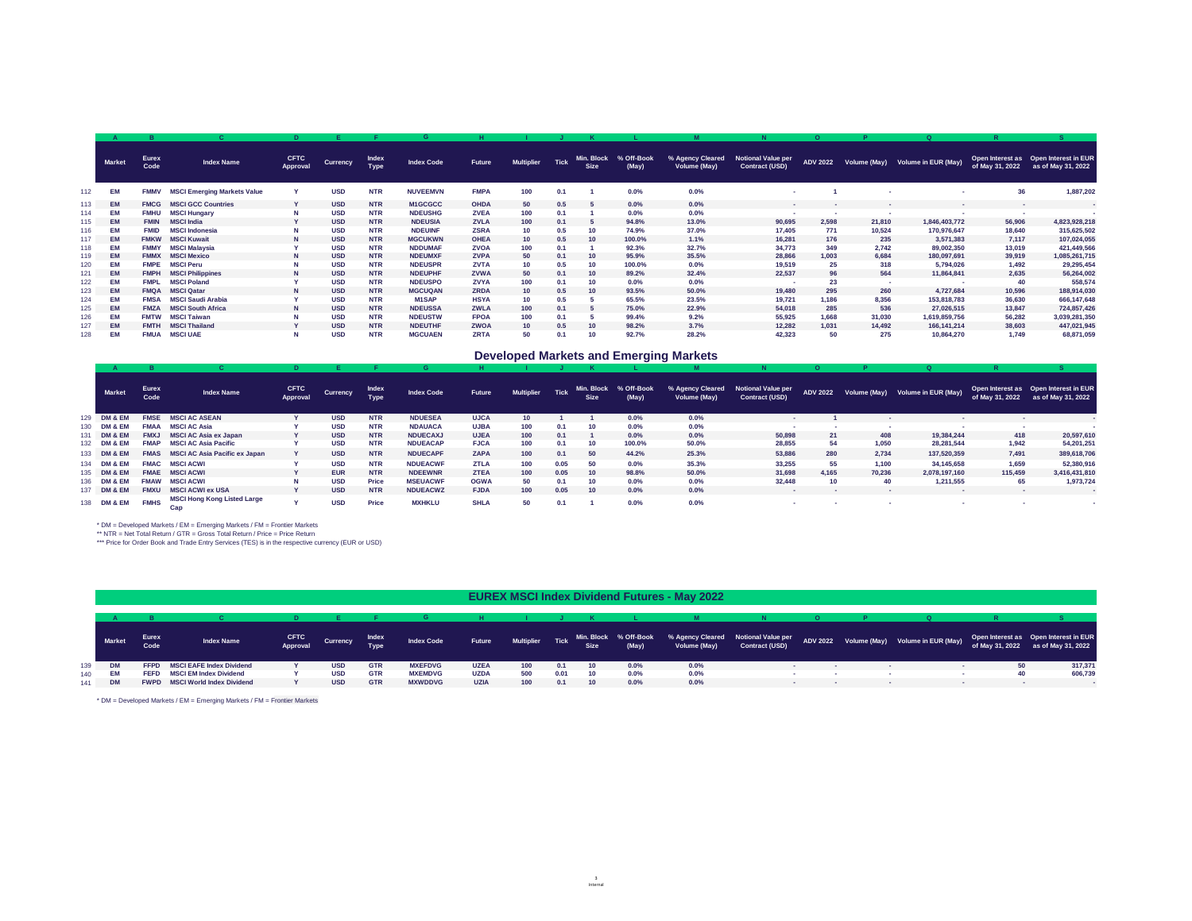| | Market | Eurex Code | Index Name | CFTC Approval | Currency | Index Type | Index Code | Future | Multiplier | Tick | Min. Block Size | % Off-Book (May) | % Agency Cleared Volume (May) | Notional Value per Contract (USD) | ADV 2022 | Volume (May) | Volume in EUR (May) | Open Interest as of May 31, 2022 | Open Interest in EUR as of May 31, 2022 |
|---|---|---|---|---|---|---|---|---|---|---|---|---|---|---|---|---|---|---|---|
| | A | B | C | D | E | F | G | H | I | J | K | L | M | N | O | P | Q | R | S |
| 112 | EM | FMMV | MSCI Emerging Markets Value | Y | USD | NTR | NUVEEMVN | FMPA | 100 | 0.1 | 1 | 0.0% | 0.0% | - | 1 | - | - | 36 | 1,887,202 |
| 113 | EM | FMCG | MSCI GCC Countries | Y | USD | NTR | M1GCGCC | OHDA | 50 | 0.5 | 5 | 0.0% | 0.0% | - | - | - | - | - | - |
| 114 | EM | FMHU | MSCI Hungary | N | USD | NTR | NDEUSHG | ZVEA | 100 | 0.1 | 1 | 0.0% | 0.0% | - | - | - | - | - | - |
| 115 | EM | FMIN | MSCI India | Y | USD | NTR | NDEUSIA | ZVLA | 100 | 0.1 | 5 | 94.8% | 13.0% | 90,695 | 2,598 | 21,810 | 1,846,403,772 | 56,906 | 4,823,928,218 |
| 116 | EM | FMID | MSCI Indonesia | N | USD | NTR | NDEUINF | ZSRA | 10 | 0.5 | 10 | 74.9% | 37.0% | 17,405 | 771 | 10,524 | 170,976,647 | 18,640 | 315,625,502 |
| 117 | EM | FMKW | MSCI Kuwait | N | USD | NTR | MGCUKWN | OHEA | 10 | 0.5 | 10 | 100.0% | 1.1% | 16,281 | 176 | 235 | 3,571,383 | 7,117 | 107,024,055 |
| 118 | EM | FMMY | MSCI Malaysia | Y | USD | NTR | NDDUMAF | ZVOA | 100 | 0.1 | 1 | 92.3% | 32.7% | 34,773 | 349 | 2,742 | 89,002,350 | 13,019 | 421,449,566 |
| 119 | EM | FMMX | MSCI Mexico | N | USD | NTR | NDEUMXF | ZVPA | 50 | 0.1 | 10 | 95.9% | 35.5% | 28,866 | 1,003 | 6,684 | 180,097,691 | 39,919 | 1,085,261,715 |
| 120 | EM | FMPE | MSCI Peru | N | USD | NTR | NDEUSPR | ZVTA | 10 | 0.5 | 10 | 100.0% | 0.0% | 19,519 | 25 | 318 | 5,794,026 | 1,492 | 29,295,454 |
| 121 | EM | FMPH | MSCI Philippines | N | USD | NTR | NDEUPHF | ZVWA | 50 | 0.1 | 10 | 89.2% | 32.4% | 22,537 | 96 | 564 | 11,864,841 | 2,635 | 56,264,002 |
| 122 | EM | FMPL | MSCI Poland | Y | USD | NTR | NDEUSPO | ZVYA | 100 | 0.1 | 10 | 0.0% | 0.0% | - | 23 | - | - | 40 | 558,574 |
| 123 | EM | FMQA | MSCI Qatar | N | USD | NTR | MGCUQAN | ZRDA | 10 | 0.5 | 10 | 93.5% | 50.0% | 19,480 | 295 | 260 | 4,727,684 | 10,596 | 188,914,030 |
| 124 | EM | FMSA | MSCI Saudi Arabia | Y | USD | NTR | M1SAP | HSYA | 10 | 0.5 | 5 | 65.5% | 23.5% | 19,721 | 1,186 | 8,356 | 153,818,783 | 36,630 | 666,147,648 |
| 125 | EM | FMZA | MSCI South Africa | N | USD | NTR | NDEUSSA | ZWLA | 100 | 0.1 | 5 | 75.0% | 22.9% | 54,018 | 285 | 536 | 27,026,515 | 13,847 | 724,857,426 |
| 126 | EM | FMTW | MSCI Taiwan | N | USD | NTR | NDEUSTW | FPOA | 100 | 0.1 | 5 | 99.4% | 9.2% | 55,925 | 1,668 | 31,030 | 1,619,859,756 | 56,282 | 3,039,281,350 |
| 127 | EM | FMTH | MSCI Thailand | Y | USD | NTR | NDEUTHF | ZWOA | 10 | 0.5 | 10 | 98.2% | 3.7% | 12,282 | 1,031 | 14,492 | 166,141,214 | 38,603 | 447,021,945 |
| 128 | EM | FMUA | MSCI UAE | N | USD | NTR | MGCUAEN | ZRTA | 50 | 0.1 | 10 | 92.7% | 28.2% | 42,323 | 50 | 275 | 10,864,270 | 1,749 | 68,871,059 |

## Developed Markets and Emerging Markets

| | Market | Eurex Code | Index Name | CFTC Approval | Currency | Index Type | Index Code | Future | Multiplier | Tick | Min. Block Size | % Off-Book (May) | % Agency Cleared Volume (May) | Notional Value per Contract (USD) | ADV 2022 | Volume (May) | Volume in EUR (May) | Open Interest as of May 31, 2022 | Open Interest in EUR as of May 31, 2022 |
|---|---|---|---|---|---|---|---|---|---|---|---|---|---|---|---|---|---|---|---|
| | A | B | C | D | E | F | G | H | I | J | K | L | M | N | O | P | Q | R | S |
| 129 | DM & EM | FMSE | MSCI AC ASEAN | Y | USD | NTR | NDUESEA | UJCA | 10 | 1 | 1 | 0.0% | 0.0% | - | 1 | - | - | - | - |
| 130 | DM & EM | FMAA | MSCI AC Asia | Y | USD | NTR | NDAUACA | UJBA | 100 | 0.1 | 10 | 0.0% | 0.0% | - | - | - | - | - | - |
| 131 | DM & EM | FMXJ | MSCI AC Asia ex Japan | Y | USD | NTR | NDUECAXJ | UJEA | 100 | 0.1 | 1 | 0.0% | 0.0% | 50,898 | 21 | 408 | 19,384,244 | 418 | 20,597,610 |
| 132 | DM & EM | FMAP | MSCI AC Asia Pacific | Y | USD | NTR | NDUEACAP | FJCA | 100 | 0.1 | 10 | 100.0% | 50.0% | 28,855 | 54 | 1,050 | 28,281,544 | 1,942 | 54,201,251 |
| 133 | DM & EM | FMAS | MSCI AC Asia Pacific ex Japan | Y | USD | NTR | NDUECAPF | ZAPA | 100 | 0.1 | 50 | 44.2% | 25.3% | 53,886 | 280 | 2,734 | 137,520,359 | 7,491 | 389,618,706 |
| 134 | DM & EM | FMAC | MSCI ACWI | Y | USD | NTR | NDUEACWF | ZTLA | 100 | 0.05 | 50 | 0.0% | 35.3% | 33,255 | 55 | 1,100 | 34,145,658 | 1,659 | 52,380,916 |
| 135 | DM & EM | FMAE | MSCI ACWI | Y | EUR | NTR | NDEEWNR | ZTEA | 100 | 0.05 | 10 | 98.8% | 50.0% | 31,698 | 4,165 | 70,236 | 2,078,197,160 | 115,459 | 3,416,431,810 |
| 136 | DM & EM | FMAW | MSCI ACWI | N | USD | Price | MSEUACWF | OGWA | 50 | 0.1 | 10 | 0.0% | 0.0% | 32,448 | 10 | 40 | 1,211,555 | 65 | 1,973,724 |
| 137 | DM & EM | FMXU | MSCI ACWI ex USA | Y | USD | NTR | NDUEACWZ | FJDA | 100 | 0.05 | 10 | 0.0% | 0.0% | - | - | - | - | - | - |
| 138 | DM & EM | FMHS | MSCI Hong Kong Listed Large Cap | Y | USD | Price | MXHKLU | SHLA | 50 | 0.1 | 1 | 0.0% | 0.0% | - | - | - | - | - | - |

* DM = Developed Markets / EM = Emerging Markets / FM = Frontier Markets
** NTR = Net Total Return / GTR = Gross Total Return / Price = Price Return
*** Price for Order Book and Trade Entry Services (TES) is in the respective currency (EUR or USD)

## EUREX MSCI Index Dividend Futures - May 2022

| | Market | Eurex Code | Index Name | CFTC Approval | Currency | Index Type | Index Code | Future | Multiplier | Tick | Min. Block Size | % Off-Book (May) | % Agency Cleared Volume (May) | Notional Value per Contract (USD) | ADV 2022 | Volume (May) | Volume in EUR (May) | Open Interest as of May 31, 2022 | Open Interest in EUR as of May 31, 2022 |
|---|---|---|---|---|---|---|---|---|---|---|---|---|---|---|---|---|---|---|---|
| | A | B | C | D | E | F | G | H | I | J | K | L | M | N | O | P | Q | R | S |
| 139 | DM | FFPD | MSCI EAFE Index Dividend | Y | USD | GTR | MXEFDVG | UZEA | 100 | 0.1 | 10 | 0.0% | 0.0% | - | - | - | - | 50 | 317,371 |
| 140 | EM | FEFD | MSCI EM Index Dividend | Y | USD | GTR | MXEMDVG | UZDA | 500 | 0.01 | 10 | 0.0% | 0.0% | - | - | - | - | 40 | 606,739 |
| 141 | DM | FWPD | MSCI World Index Dividend | Y | USD | GTR | MXWDDVG | UZIA | 100 | 0.1 | 10 | 0.0% | 0.0% | - | - | - | - | - | - |

* DM = Developed Markets / EM = Emerging Markets / FM = Frontier Markets

Internal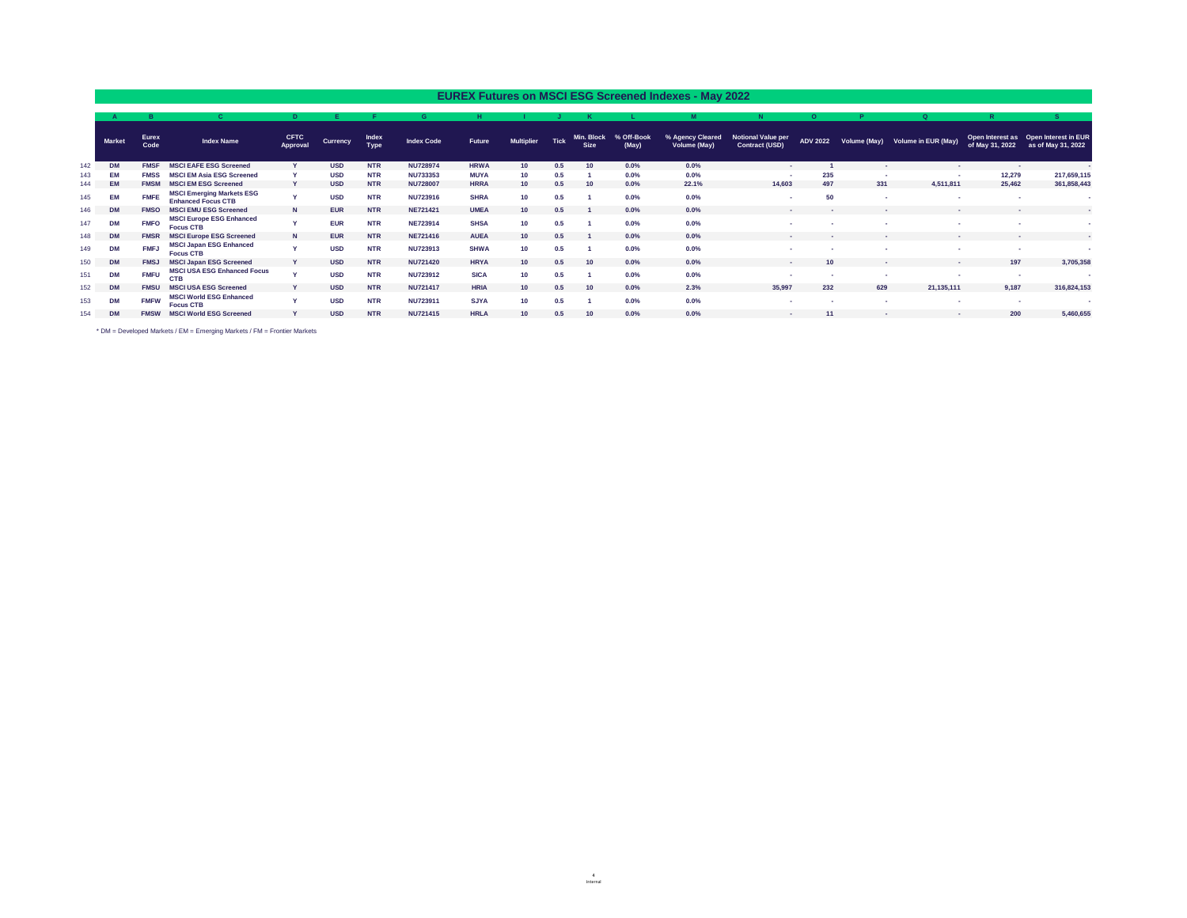## EUREX Futures on MSCI ESG Screened Indexes - May 2022

| | A | B | C | D | E | F | G | H | I | J | K | L | M | N | O | P | Q | R | S |
|---|---|---|---|---|---|---|---|---|---|---|---|---|---|---|---|---|---|---|---|
| | Market | Eurex Code | Index Name | CFTC Approval | Currency | Index Type | Index Code | Future | Multiplier | Tick | Min. Block Size | % Off-Book (May) | % Agency Cleared Volume (May) | Notional Value per Contract (USD) | ADV 2022 | Volume (May) | Volume in EUR (May) | Open Interest as of May 31, 2022 | Open Interest in EUR as of May 31, 2022 |
| 142 | DM | FMSF | MSCI EAFE ESG Screened | Y | USD | NTR | NU728974 | HRWA | 10 | 0.5 | 10 | 0.0% | 0.0% | - | 1 | - | - | - | - |
| 143 | EM | FMSS | MSCI EM Asia ESG Screened | Y | USD | NTR | NU733353 | MUYA | 10 | 0.5 | 1 | 0.0% | 0.0% | - | 235 | - | - | 12,279 | 217,659,115 |
| 144 | EM | FMSM | MSCI EM ESG Screened | Y | USD | NTR | NU728007 | HRRA | 10 | 0.5 | 10 | 0.0% | 22.1% | 14,603 | 497 | 331 | 4,511,811 | 25,462 | 361,858,443 |
| 145 | EM | FMFE | MSCI Emerging Markets ESG Enhanced Focus CTB | Y | USD | NTR | NU723916 | SHRA | 10 | 0.5 | 1 | 0.0% | 0.0% | - | 50 | - | - | - | - |
| 146 | DM | FMSO | MSCI EMU ESG Screened | N | EUR | NTR | NE721421 | UMEA | 10 | 0.5 | 1 | 0.0% | 0.0% | - | - | - | - | - | - |
| 147 | DM | FMFO | MSCI Europe ESG Enhanced Focus CTB | Y | EUR | NTR | NE723914 | SHSA | 10 | 0.5 | 1 | 0.0% | 0.0% | - | - | - | - | - | - |
| 148 | DM | FMSR | MSCI Europe ESG Screened | N | EUR | NTR | NE721416 | AUEA | 10 | 0.5 | 1 | 0.0% | 0.0% | - | - | - | - | - | - |
| 149 | DM | FMFJ | MSCI Japan ESG Enhanced Focus CTB | Y | USD | NTR | NU723913 | SHWA | 10 | 0.5 | 1 | 0.0% | 0.0% | - | - | - | - | - | - |
| 150 | DM | FMSJ | MSCI Japan ESG Screened | Y | USD | NTR | NU721420 | HRYA | 10 | 0.5 | 10 | 0.0% | 0.0% | - | 10 | - | - | 197 | 3,705,358 |
| 151 | DM | FMFU | MSCI USA ESG Enhanced Focus CTB | Y | USD | NTR | NU723912 | SICA | 10 | 0.5 | 1 | 0.0% | 0.0% | - | - | - | - | - | - |
| 152 | DM | FMSU | MSCI USA ESG Screened | Y | USD | NTR | NU721417 | HRIA | 10 | 0.5 | 10 | 0.0% | 2.3% | 35,997 | 232 | 629 | 21,135,111 | 9,187 | 316,824,153 |
| 153 | DM | FMFW | MSCI World ESG Enhanced Focus CTB | Y | USD | NTR | NU723911 | SJYA | 10 | 0.5 | 1 | 0.0% | 0.0% | - | - | - | - | - | - |
| 154 | DM | FMSW | MSCI World ESG Screened | Y | USD | NTR | NU721415 | HRLA | 10 | 0.5 | 10 | 0.0% | 0.0% | - | 11 | - | - | 200 | 5,460,655 |

* DM = Developed Markets / EM = Emerging Markets / FM = Frontier Markets

Internal